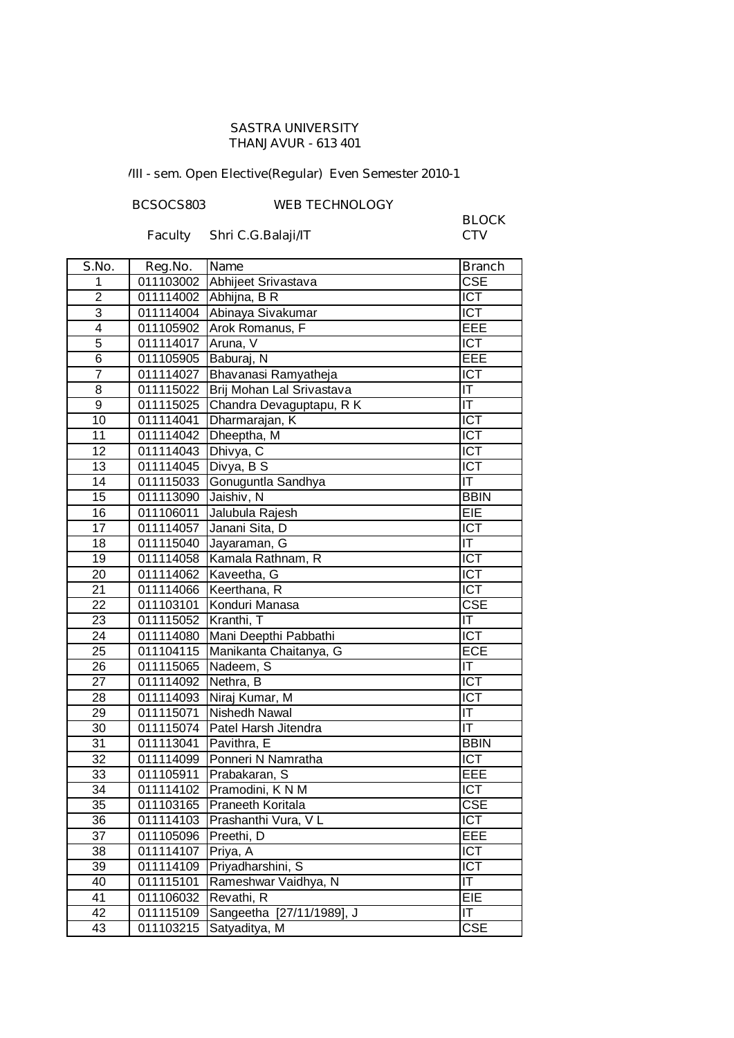SASTRA UNIVERSITY
THANJAVUR - 613 401

/III - sem. Open Elective(Regular) Even Semester 2010-1

BCSOCS803 WEB TECHNOLOGY

Faculty Shri C.G.Balaji/IT

BLOCK
CTV

| S.No. | Reg.No. | Name | Branch |
|---|---|---|---|
| 1 | 011103002 | Abhijeet Srivastava | CSE |
| 2 | 011114002 | Abhijna, B R | ICT |
| 3 | 011114004 | Abinaya Sivakumar | ICT |
| 4 | 011105902 | Arok Romanus, F | EEE |
| 5 | 011114017 | Aruna, V | ICT |
| 6 | 011105905 | Baburaj, N | EEE |
| 7 | 011114027 | Bhavanasi Ramyatheja | ICT |
| 8 | 011115022 | Brij Mohan Lal Srivastava | IT |
| 9 | 011115025 | Chandra Devaguptapu, R K | IT |
| 10 | 011114041 | Dharmarajan, K | ICT |
| 11 | 011114042 | Dheeptha, M | ICT |
| 12 | 011114043 | Dhivya, C | ICT |
| 13 | 011114045 | Divya, B S | ICT |
| 14 | 011115033 | Gonuguntla Sandhya | IT |
| 15 | 011113090 | Jaishiv, N | BBIN |
| 16 | 011106011 | Jalubula Rajesh | EIE |
| 17 | 011114057 | Janani Sita, D | ICT |
| 18 | 011115040 | Jayaraman, G | IT |
| 19 | 011114058 | Kamala Rathnam, R | ICT |
| 20 | 011114062 | Kaveetha, G | ICT |
| 21 | 011114066 | Keerthana, R | ICT |
| 22 | 011103101 | Konduri Manasa | CSE |
| 23 | 011115052 | Kranthi, T | IT |
| 24 | 011114080 | Mani Deepthi Pabbathi | ICT |
| 25 | 011104115 | Manikanta Chaitanya, G | ECE |
| 26 | 011115065 | Nadeem, S | IT |
| 27 | 011114092 | Nethra, B | ICT |
| 28 | 011114093 | Niraj Kumar, M | ICT |
| 29 | 011115071 | Nishedh Nawal | IT |
| 30 | 011115074 | Patel Harsh Jitendra | IT |
| 31 | 011113041 | Pavithra, E | BBIN |
| 32 | 011114099 | Ponneri N Namratha | ICT |
| 33 | 011105911 | Prabakaran, S | EEE |
| 34 | 011114102 | Pramodini, K N M | ICT |
| 35 | 011103165 | Praneeth Koritala | CSE |
| 36 | 011114103 | Prashanthi Vura, V L | ICT |
| 37 | 011105096 | Preethi, D | EEE |
| 38 | 011114107 | Priya, A | ICT |
| 39 | 011114109 | Priyadharshini, S | ICT |
| 40 | 011115101 | Rameshwar Vaidhya, N | IT |
| 41 | 011106032 | Revathi, R | EIE |
| 42 | 011115109 | Sangeetha [27/11/1989], J | IT |
| 43 | 011103215 | Satyaditya, M | CSE |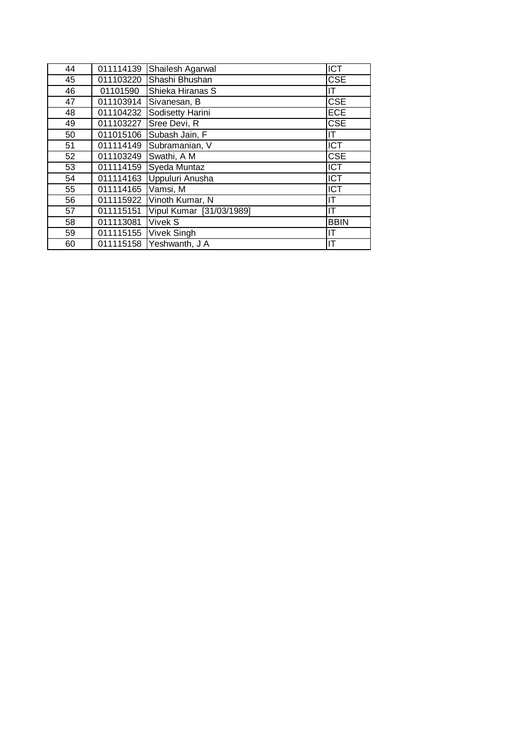| | | | |
|---|---|---|---|
| 44 | 011114139 | Shailesh Agarwal | ICT |
| 45 | 011103220 | Shashi Bhushan | CSE |
| 46 | 01101590 | Shieka Hiranas S | IT |
| 47 | 011103914 | Sivanesan, B | CSE |
| 48 | 011104232 | Sodisetty Harini | ECE |
| 49 | 011103227 | Sree Devi, R | CSE |
| 50 | 011015106 | Subash Jain, F | IT |
| 51 | 011114149 | Subramanian, V | ICT |
| 52 | 011103249 | Swathi, A M | CSE |
| 53 | 011114159 | Syeda Muntaz | ICT |
| 54 | 011114163 | Uppuluri Anusha | ICT |
| 55 | 011114165 | Vamsi, M | ICT |
| 56 | 011115922 | Vinoth Kumar, N | IT |
| 57 | 011115151 | Vipul Kumar [31/03/1989] | IT |
| 58 | 011113081 | Vivek S | BBIN |
| 59 | 011115155 | Vivek Singh | IT |
| 60 | 011115158 | Yeshwanth, J A | IT |